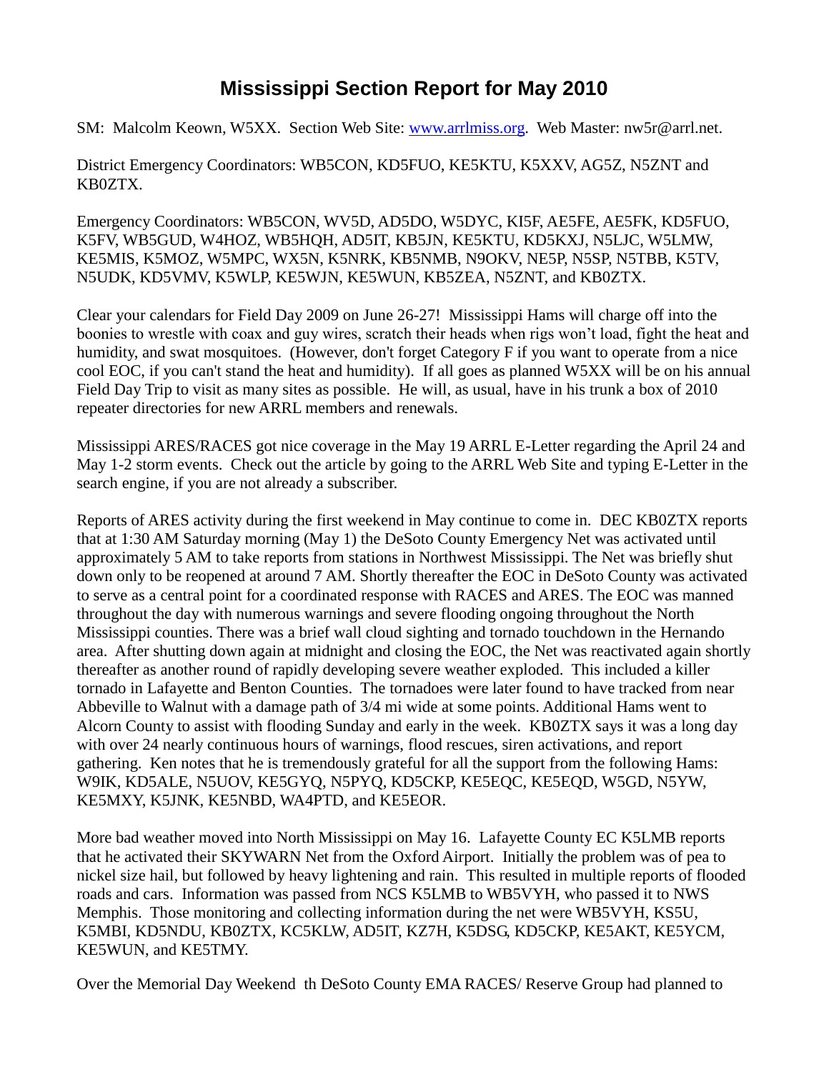# Mississippi Section Report for May 2010

SM: Malcolm Keown, W5XX. Section Web Site: [www.arrlmiss.org](http://www.arrlmiss.org). Web Master: nw5r@arrl.net.

District Emergency Coordinators: WB5CON, KD5FUO, KE5KTU, K5XXV, AG5Z, N5ZNT and KB0ZTX.

Emergency Coordinators: WB5CON, WV5D, AD5DO, W5DYC, KI5F, AE5FE, AE5FK, KD5FUO, K5FV, WB5GUD, W4HOZ, WB5HQH, AD5IT, KB5JN, KE5KTU, KD5KXJ, N5LJC, W5LMW, KE5MIS, K5MOZ, W5MPC, WX5N, K5NRK, KB5NMB, N9OKV, NE5P, N5SP, N5TBB, K5TV, N5UDK, KD5VMV, K5WLP, KE5WJN, KE5WUN, KB5ZEA, N5ZNT, and KB0ZTX.

Clear your calendars for Field Day 2009 on June 26-27! Mississippi Hams will charge off into the boonies to wrestle with coax and guy wires, scratch their heads when rigs won't load, fight the heat and humidity, and swat mosquitoes. (However, don't forget Category F if you want to operate from a nice cool EOC, if you can't stand the heat and humidity). If all goes as planned W5XX will be on his annual Field Day Trip to visit as many sites as possible. He will, as usual, have in his trunk a box of 2010 repeater directories for new ARRL members and renewals.

Mississippi ARES/RACES got nice coverage in the May 19 ARRL E-Letter regarding the April 24 and May 1-2 storm events. Check out the article by going to the ARRL Web Site and typing E-Letter in the search engine, if you are not already a subscriber.

Reports of ARES activity during the first weekend in May continue to come in. DEC KB0ZTX reports that at 1:30 AM Saturday morning (May 1) the DeSoto County Emergency Net was activated until approximately 5 AM to take reports from stations in Northwest Mississippi. The Net was briefly shut down only to be reopened at around 7 AM. Shortly thereafter the EOC in DeSoto County was activated to serve as a central point for a coordinated response with RACES and ARES. The EOC was manned throughout the day with numerous warnings and severe flooding ongoing throughout the North Mississippi counties. There was a brief wall cloud sighting and tornado touchdown in the Hernando area. After shutting down again at midnight and closing the EOC, the Net was reactivated again shortly thereafter as another round of rapidly developing severe weather exploded. This included a killer tornado in Lafayette and Benton Counties. The tornadoes were later found to have tracked from near Abbeville to Walnut with a damage path of 3/4 mi wide at some points. Additional Hams went to Alcorn County to assist with flooding Sunday and early in the week. KB0ZTX says it was a long day with over 24 nearly continuous hours of warnings, flood rescues, siren activations, and report gathering. Ken notes that he is tremendously grateful for all the support from the following Hams: W9IK, KD5ALE, N5UOV, KE5GYQ, N5PYQ, KD5CKP, KE5EQC, KE5EQD, W5GD, N5YW, KE5MXY, K5JNK, KE5NBD, WA4PTD, and KE5EOR.

More bad weather moved into North Mississippi on May 16. Lafayette County EC K5LMB reports that he activated their SKYWARN Net from the Oxford Airport. Initially the problem was of pea to nickel size hail, but followed by heavy lightening and rain. This resulted in multiple reports of flooded roads and cars. Information was passed from NCS K5LMB to WB5VYH, who passed it to NWS Memphis. Those monitoring and collecting information during the net were WB5VYH, KS5U, K5MBI, KD5NDU, KB0ZTX, KC5KLW, AD5IT, KZ7H, K5DSG, KD5CKP, KE5AKT, KE5YCM, KE5WUN, and KE5TMY.

Over the Memorial Day Weekend th DeSoto County EMA RACES/ Reserve Group had planned to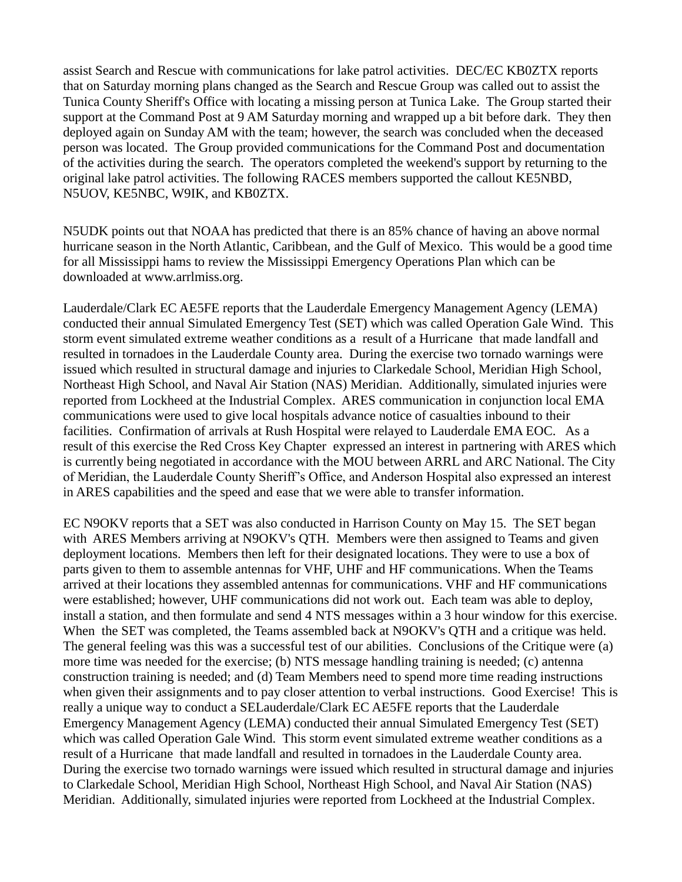assist Search and Rescue with communications for lake patrol activities. DEC/EC KB0ZTX reports that on Saturday morning plans changed as the Search and Rescue Group was called out to assist the Tunica County Sheriff's Office with locating a missing person at Tunica Lake. The Group started their support at the Command Post at 9 AM Saturday morning and wrapped up a bit before dark. They then deployed again on Sunday AM with the team; however, the search was concluded when the deceased person was located. The Group provided communications for the Command Post and documentation of the activities during the search. The operators completed the weekend's support by returning to the original lake patrol activities. The following RACES members supported the callout KE5NBD, N5UOV, KE5NBC, W9IK, and KB0ZTX.

N5UDK points out that NOAA has predicted that there is an 85% chance of having an above normal hurricane season in the North Atlantic, Caribbean, and the Gulf of Mexico. This would be a good time for all Mississippi hams to review the Mississippi Emergency Operations Plan which can be downloaded at www.arrlmiss.org.

Lauderdale/Clark EC AE5FE reports that the Lauderdale Emergency Management Agency (LEMA) conducted their annual Simulated Emergency Test (SET) which was called Operation Gale Wind. This storm event simulated extreme weather conditions as a result of a Hurricane that made landfall and resulted in tornadoes in the Lauderdale County area. During the exercise two tornado warnings were issued which resulted in structural damage and injuries to Clarkedale School, Meridian High School, Northeast High School, and Naval Air Station (NAS) Meridian. Additionally, simulated injuries were reported from Lockheed at the Industrial Complex. ARES communication in conjunction local EMA communications were used to give local hospitals advance notice of casualties inbound to their facilities. Confirmation of arrivals at Rush Hospital were relayed to Lauderdale EMA EOC. As a result of this exercise the Red Cross Key Chapter expressed an interest in partnering with ARES which is currently being negotiated in accordance with the MOU between ARRL and ARC National. The City of Meridian, the Lauderdale County Sheriff's Office, and Anderson Hospital also expressed an interest in ARES capabilities and the speed and ease that we were able to transfer information.

EC N9OKV reports that a SET was also conducted in Harrison County on May 15. The SET began with ARES Members arriving at N9OKV's QTH. Members were then assigned to Teams and given deployment locations. Members then left for their designated locations. They were to use a box of parts given to them to assemble antennas for VHF, UHF and HF communications. When the Teams arrived at their locations they assembled antennas for communications. VHF and HF communications were established; however, UHF communications did not work out. Each team was able to deploy, install a station, and then formulate and send 4 NTS messages within a 3 hour window for this exercise. When the SET was completed, the Teams assembled back at N9OKV's QTH and a critique was held. The general feeling was this was a successful test of our abilities. Conclusions of the Critique were (a) more time was needed for the exercise; (b) NTS message handling training is needed; (c) antenna construction training is needed; and (d) Team Members need to spend more time reading instructions when given their assignments and to pay closer attention to verbal instructions. Good Exercise! This is really a unique way to conduct a SELauderdale/Clark EC AE5FE reports that the Lauderdale Emergency Management Agency (LEMA) conducted their annual Simulated Emergency Test (SET) which was called Operation Gale Wind. This storm event simulated extreme weather conditions as a result of a Hurricane that made landfall and resulted in tornadoes in the Lauderdale County area. During the exercise two tornado warnings were issued which resulted in structural damage and injuries to Clarkedale School, Meridian High School, Northeast High School, and Naval Air Station (NAS) Meridian. Additionally, simulated injuries were reported from Lockheed at the Industrial Complex.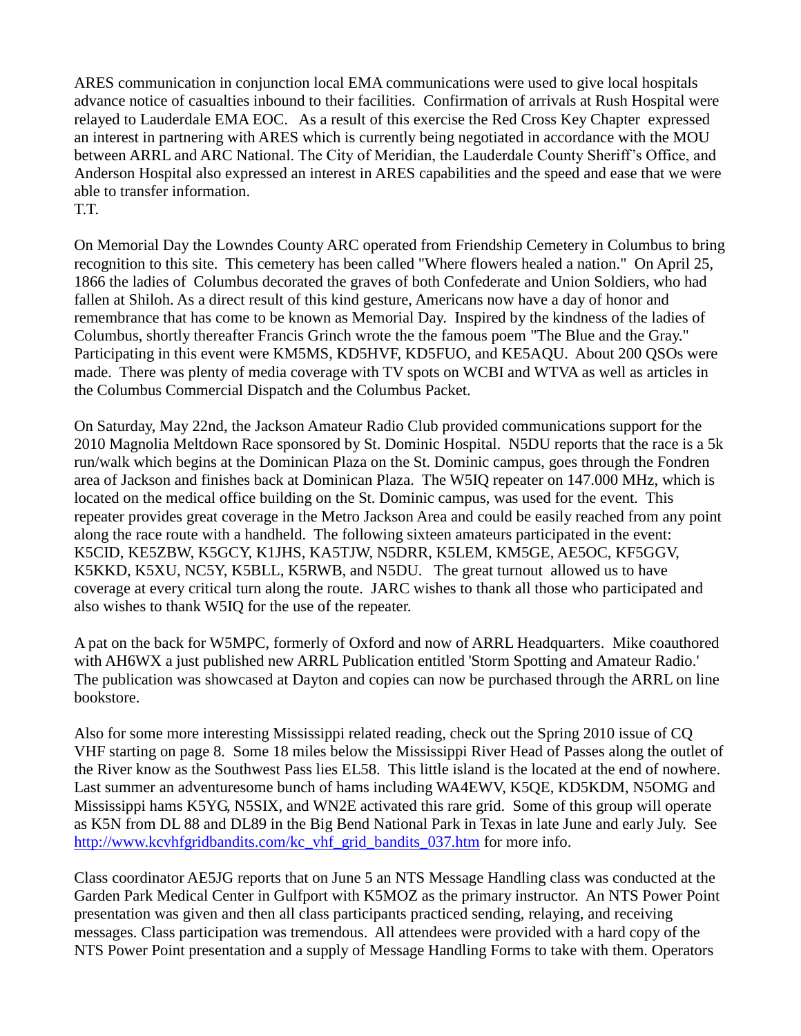ARES communication in conjunction local EMA communications were used to give local hospitals advance notice of casualties inbound to their facilities. Confirmation of arrivals at Rush Hospital were relayed to Lauderdale EMA EOC. As a result of this exercise the Red Cross Key Chapter expressed an interest in partnering with ARES which is currently being negotiated in accordance with the MOU between ARRL and ARC National. The City of Meridian, the Lauderdale County Sheriff's Office, and Anderson Hospital also expressed an interest in ARES capabilities and the speed and ease that we were able to transfer information.
T.T.

On Memorial Day the Lowndes County ARC operated from Friendship Cemetery in Columbus to bring recognition to this site. This cemetery has been called "Where flowers healed a nation." On April 25, 1866 the ladies of Columbus decorated the graves of both Confederate and Union Soldiers, who had fallen at Shiloh. As a direct result of this kind gesture, Americans now have a day of honor and remembrance that has come to be known as Memorial Day. Inspired by the kindness of the ladies of Columbus, shortly thereafter Francis Grinch wrote the the famous poem "The Blue and the Gray." Participating in this event were KM5MS, KD5HVF, KD5FUO, and KE5AQU. About 200 QSOs were made. There was plenty of media coverage with TV spots on WCBI and WTVA as well as articles in the Columbus Commercial Dispatch and the Columbus Packet.

On Saturday, May 22nd, the Jackson Amateur Radio Club provided communications support for the 2010 Magnolia Meltdown Race sponsored by St. Dominic Hospital. N5DU reports that the race is a 5k run/walk which begins at the Dominican Plaza on the St. Dominic campus, goes through the Fondren area of Jackson and finishes back at Dominican Plaza. The W5IQ repeater on 147.000 MHz, which is located on the medical office building on the St. Dominic campus, was used for the event. This repeater provides great coverage in the Metro Jackson Area and could be easily reached from any point along the race route with a handheld. The following sixteen amateurs participated in the event: K5CID, KE5ZBW, K5GCY, K1JHS, KA5TJW, N5DRR, K5LEM, KM5GE, AE5OC, KF5GGV, K5KKD, K5XU, NC5Y, K5BLL, K5RWB, and N5DU. The great turnout allowed us to have coverage at every critical turn along the route. JARC wishes to thank all those who participated and also wishes to thank W5IQ for the use of the repeater.

A pat on the back for W5MPC, formerly of Oxford and now of ARRL Headquarters. Mike coauthored with AH6WX a just published new ARRL Publication entitled 'Storm Spotting and Amateur Radio.' The publication was showcased at Dayton and copies can now be purchased through the ARRL on line bookstore.

Also for some more interesting Mississippi related reading, check out the Spring 2010 issue of CQ VHF starting on page 8. Some 18 miles below the Mississippi River Head of Passes along the outlet of the River know as the Southwest Pass lies EL58. This little island is the located at the end of nowhere. Last summer an adventuresome bunch of hams including WA4EWV, K5QE, KD5KDM, N5OMG and Mississippi hams K5YG, N5SIX, and WN2E activated this rare grid. Some of this group will operate as K5N from DL 88 and DL89 in the Big Bend National Park in Texas in late June and early July. See http://www.kcvhfgridbandits.com/kc_vhf_grid_bandits_037.htm for more info.

Class coordinator AE5JG reports that on June 5 an NTS Message Handling class was conducted at the Garden Park Medical Center in Gulfport with K5MOZ as the primary instructor. An NTS Power Point presentation was given and then all class participants practiced sending, relaying, and receiving messages. Class participation was tremendous. All attendees were provided with a hard copy of the NTS Power Point presentation and a supply of Message Handling Forms to take with them. Operators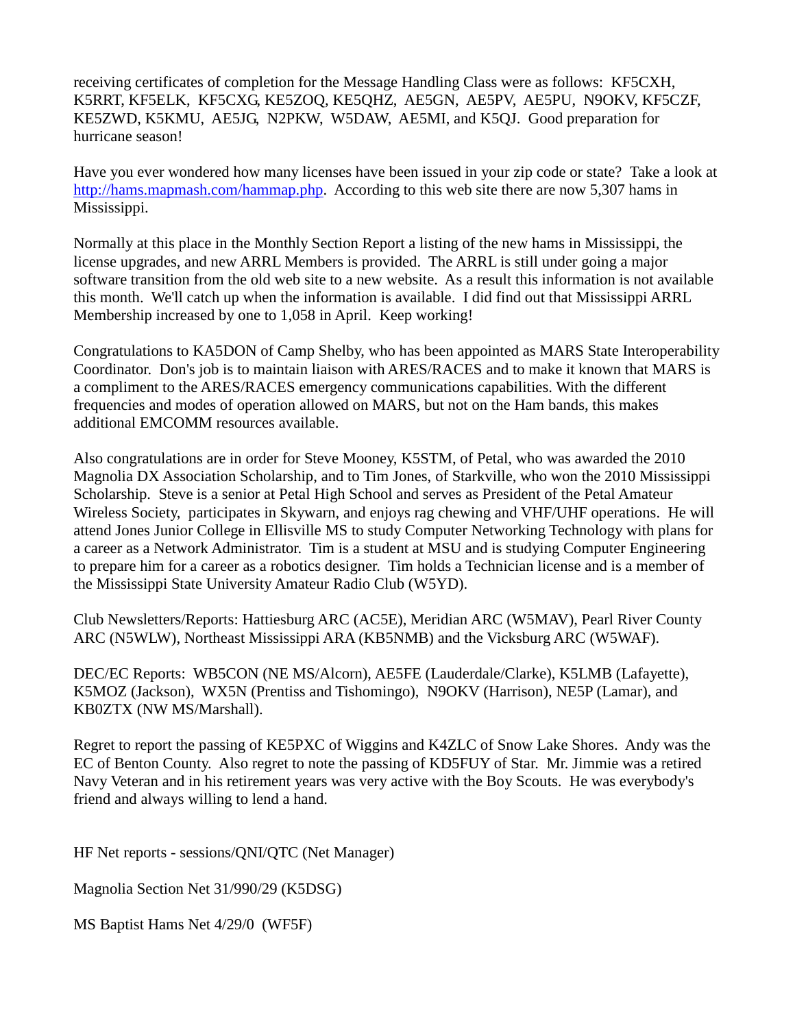receiving certificates of completion for the Message Handling Class were as follows: KF5CXH, K5RRT, KF5ELK, KF5CXG, KE5ZOQ, KE5QHZ, AE5GN, AE5PV, AE5PU, N9OKV, KF5CZF, KE5ZWD, K5KMU, AE5JG, N2PKW, W5DAW, AE5MI, and K5QJ. Good preparation for hurricane season!

Have you ever wondered how many licenses have been issued in your zip code or state? Take a look at http://hams.mapmash.com/hammap.php. According to this web site there are now 5,307 hams in Mississippi.

Normally at this place in the Monthly Section Report a listing of the new hams in Mississippi, the license upgrades, and new ARRL Members is provided. The ARRL is still under going a major software transition from the old web site to a new website. As a result this information is not available this month. We'll catch up when the information is available. I did find out that Mississippi ARRL Membership increased by one to 1,058 in April. Keep working!

Congratulations to KA5DON of Camp Shelby, who has been appointed as MARS State Interoperability Coordinator. Don's job is to maintain liaison with ARES/RACES and to make it known that MARS is a compliment to the ARES/RACES emergency communications capabilities. With the different frequencies and modes of operation allowed on MARS, but not on the Ham bands, this makes additional EMCOMM resources available.

Also congratulations are in order for Steve Mooney, K5STM, of Petal, who was awarded the 2010 Magnolia DX Association Scholarship, and to Tim Jones, of Starkville, who won the 2010 Mississippi Scholarship. Steve is a senior at Petal High School and serves as President of the Petal Amateur Wireless Society, participates in Skywarn, and enjoys rag chewing and VHF/UHF operations. He will attend Jones Junior College in Ellisville MS to study Computer Networking Technology with plans for a career as a Network Administrator. Tim is a student at MSU and is studying Computer Engineering to prepare him for a career as a robotics designer. Tim holds a Technician license and is a member of the Mississippi State University Amateur Radio Club (W5YD).

Club Newsletters/Reports: Hattiesburg ARC (AC5E), Meridian ARC (W5MAV), Pearl River County ARC (N5WLW), Northeast Mississippi ARA (KB5NMB) and the Vicksburg ARC (W5WAF).

DEC/EC Reports: WB5CON (NE MS/Alcorn), AE5FE (Lauderdale/Clarke), K5LMB (Lafayette), K5MOZ (Jackson), WX5N (Prentiss and Tishomingo), N9OKV (Harrison), NE5P (Lamar), and KB0ZTX (NW MS/Marshall).

Regret to report the passing of KE5PXC of Wiggins and K4ZLC of Snow Lake Shores. Andy was the EC of Benton County. Also regret to note the passing of KD5FUY of Star. Mr. Jimmie was a retired Navy Veteran and in his retirement years was very active with the Boy Scouts. He was everybody's friend and always willing to lend a hand.

HF Net reports - sessions/QNI/QTC (Net Manager)

Magnolia Section Net 31/990/29 (K5DSG)

MS Baptist Hams Net 4/29/0 (WF5F)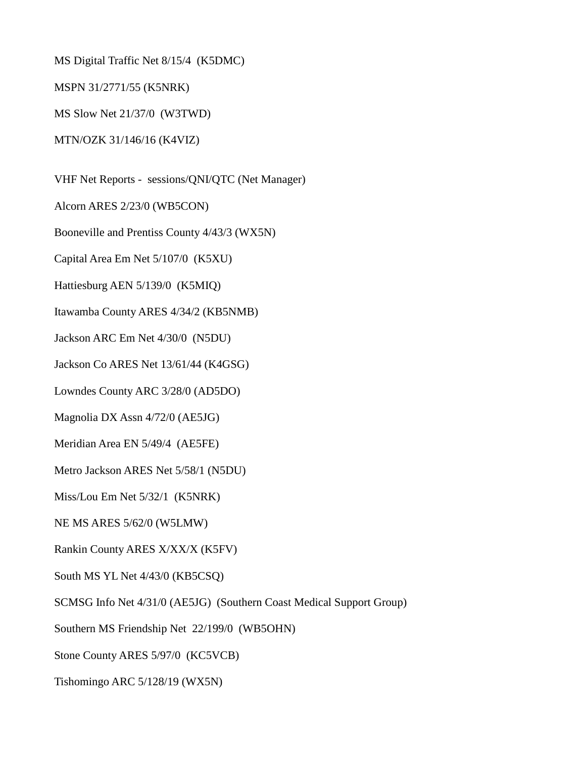MS Digital Traffic Net 8/15/4 (K5DMC)

MSPN 31/2771/55 (K5NRK)

MS Slow Net 21/37/0 (W3TWD)

MTN/OZK 31/146/16 (K4VIZ)

VHF Net Reports - sessions/QNI/QTC (Net Manager)

Alcorn ARES 2/23/0 (WB5CON)

Booneville and Prentiss County 4/43/3 (WX5N)

Capital Area Em Net 5/107/0 (K5XU)

Hattiesburg AEN 5/139/0 (K5MIQ)

Itawamba County ARES 4/34/2 (KB5NMB)

Jackson ARC Em Net 4/30/0 (N5DU)

Jackson Co ARES Net 13/61/44 (K4GSG)

Lowndes County ARC 3/28/0 (AD5DO)

Magnolia DX Assn 4/72/0 (AE5JG)

Meridian Area EN 5/49/4 (AE5FE)

Metro Jackson ARES Net 5/58/1 (N5DU)

Miss/Lou Em Net 5/32/1 (K5NRK)

NE MS ARES 5/62/0 (W5LMW)

Rankin County ARES X/XX/X (K5FV)

South MS YL Net 4/43/0 (KB5CSQ)

SCMSG Info Net 4/31/0 (AE5JG) (Southern Coast Medical Support Group)

Southern MS Friendship Net 22/199/0 (WB5OHN)

Stone County ARES 5/97/0 (KC5VCB)

Tishomingo ARC 5/128/19 (WX5N)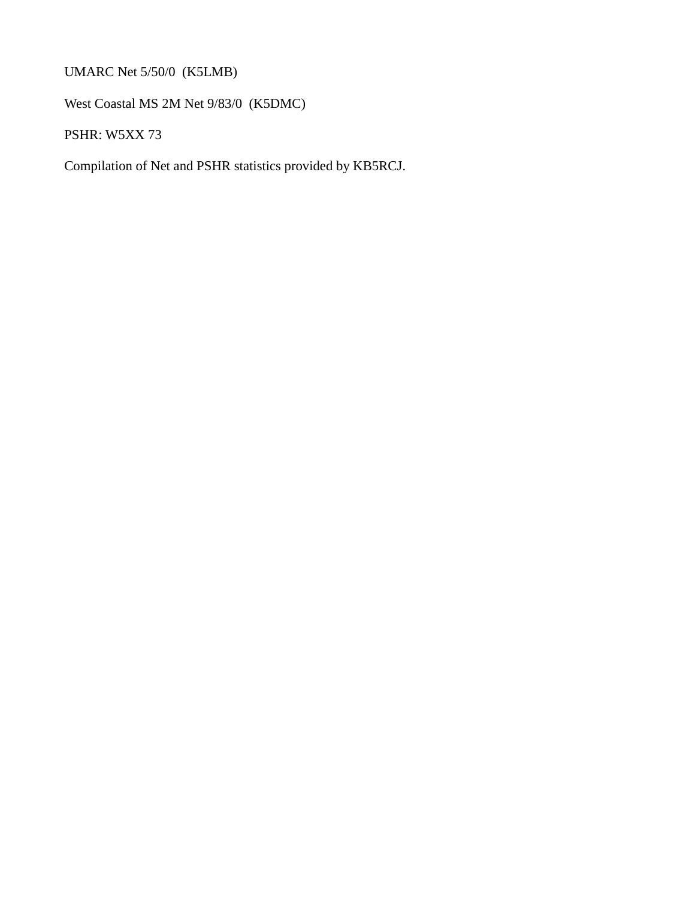UMARC Net 5/50/0  (K5LMB)

West Coastal MS 2M Net 9/83/0  (K5DMC)

PSHR: W5XX 73

Compilation of Net and PSHR statistics provided by KB5RCJ.